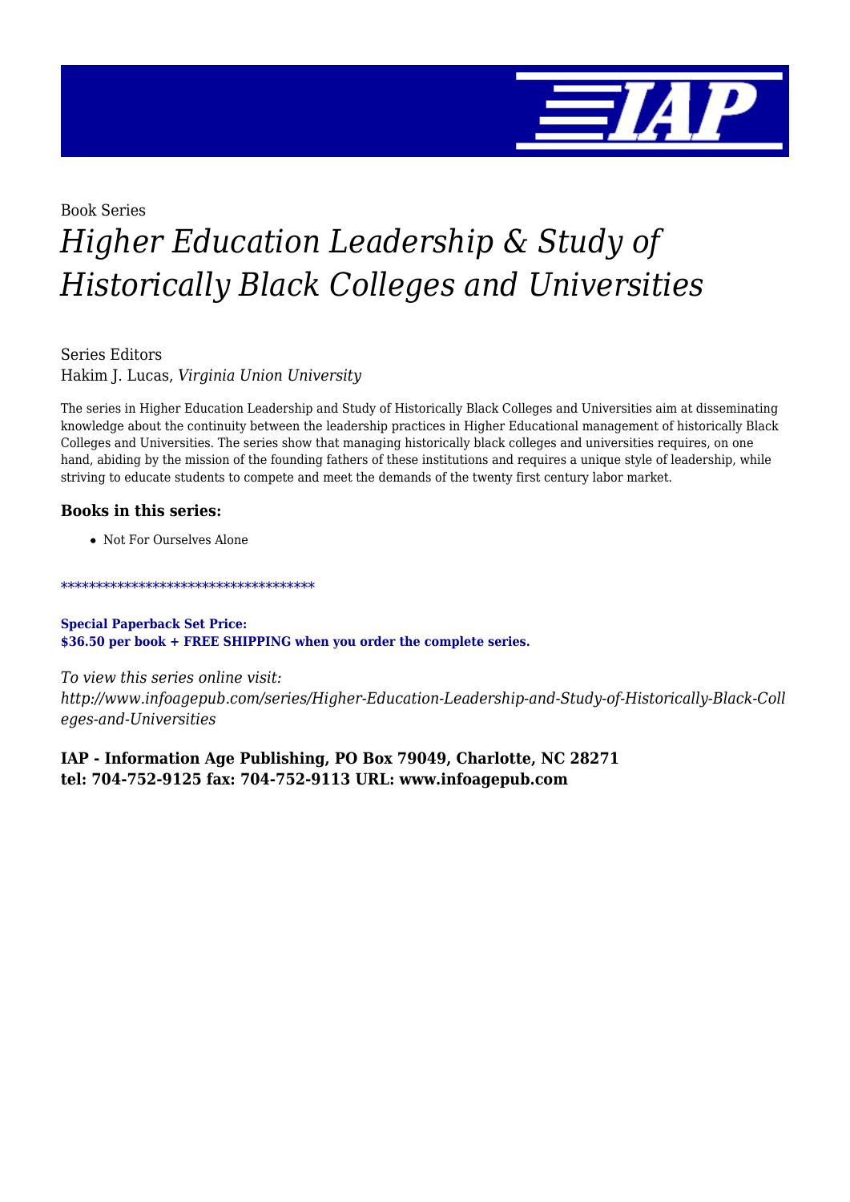Book Series

# *Higher Education Leadership & Study of Historically Black Colleges and Universities*

Series Editors
Hakim J. Lucas, *Virginia Union University*

The series in Higher Education Leadership and Study of Historically Black Colleges and Universities aim at disseminating knowledge about the continuity between the leadership practices in Higher Educational management of historically Black Colleges and Universities. The series show that managing historically black colleges and universities requires, on one hand, abiding by the mission of the founding fathers of these institutions and requires a unique style of leadership, while striving to educate students to compete and meet the demands of the twenty first century labor market.

### Books in this series:

- Not For Ourselves Alone

************************************

**Special Paperback Set Price:**
**$36.50 per book + FREE SHIPPING when you order the complete series.**

*To view this series online visit:*
*http://www.infoagepub.com/series/Higher-Education-Leadership-and-Study-of-Historically-Black-Colleges-and-Universities*

**IAP - Information Age Publishing, PO Box 79049, Charlotte, NC 28271**
**tel: 704-752-9125 fax: 704-752-9113 URL: www.infoagepub.com**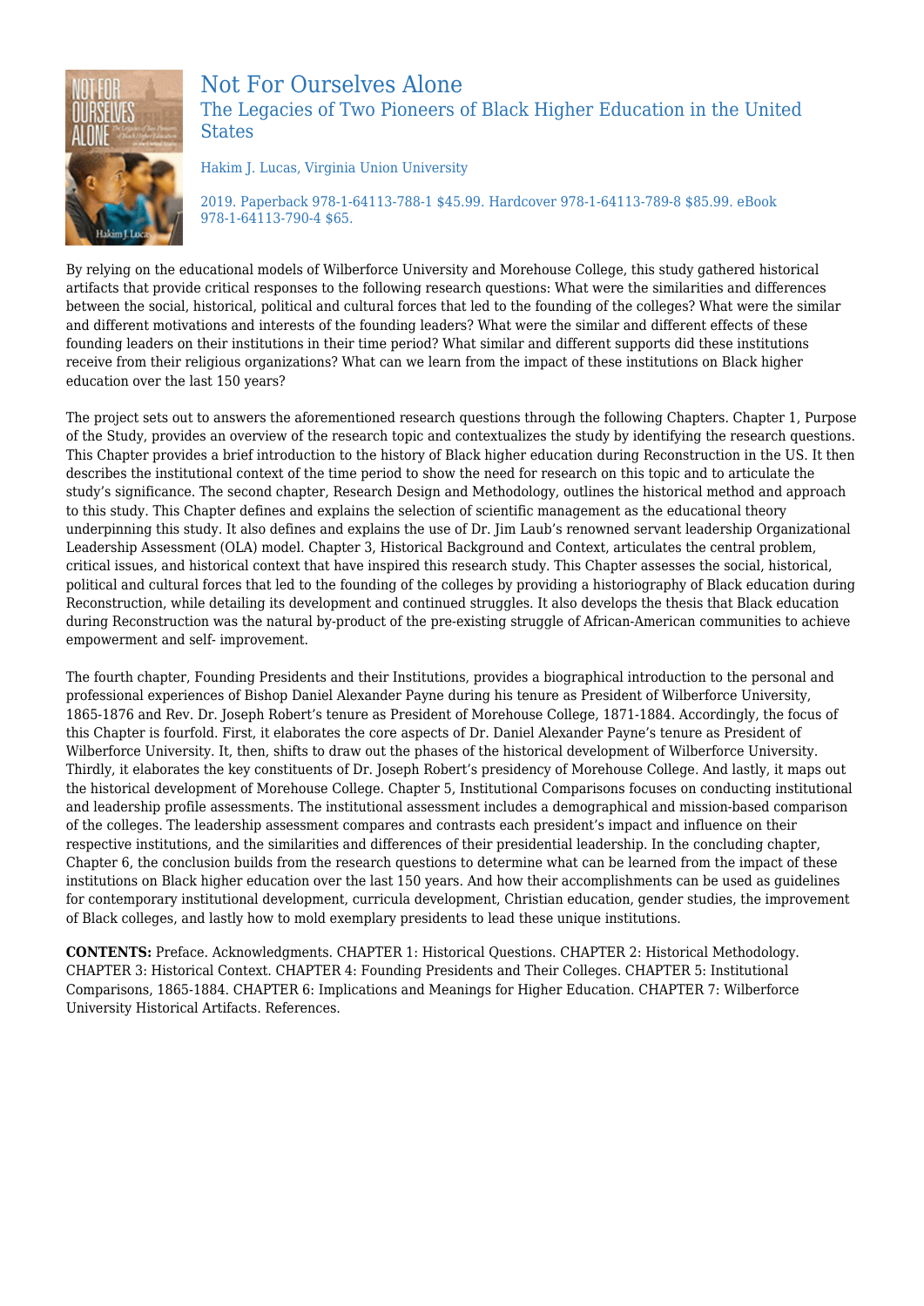# Not For Ourselves Alone

## The Legacies of Two Pioneers of Black Higher Education in the United States

Hakim J. Lucas, Virginia Union University

2019. Paperback 978-1-64113-788-1 $45.99. Hardcover 978-1-64113-789-8 $85.99. eBook 978-1-64113-790-4 $65.

By relying on the educational models of Wilberforce University and Morehouse College, this study gathered historical artifacts that provide critical responses to the following research questions: What were the similarities and differences between the social, historical, political and cultural forces that led to the founding of the colleges? What were the similar and different motivations and interests of the founding leaders? What were the similar and different effects of these founding leaders on their institutions in their time period? What similar and different supports did these institutions receive from their religious organizations? What can we learn from the impact of these institutions on Black higher education over the last 150 years?

The project sets out to answers the aforementioned research questions through the following Chapters. Chapter 1, Purpose of the Study, provides an overview of the research topic and contextualizes the study by identifying the research questions. This Chapter provides a brief introduction to the history of Black higher education during Reconstruction in the US. It then describes the institutional context of the time period to show the need for research on this topic and to articulate the study's significance. The second chapter, Research Design and Methodology, outlines the historical method and approach to this study. This Chapter defines and explains the selection of scientific management as the educational theory underpinning this study. It also defines and explains the use of Dr. Jim Laub's renowned servant leadership Organizational Leadership Assessment (OLA) model. Chapter 3, Historical Background and Context, articulates the central problem, critical issues, and historical context that have inspired this research study. This Chapter assesses the social, historical, political and cultural forces that led to the founding of the colleges by providing a historiography of Black education during Reconstruction, while detailing its development and continued struggles. It also develops the thesis that Black education during Reconstruction was the natural by-product of the pre-existing struggle of African-American communities to achieve empowerment and self- improvement.

The fourth chapter, Founding Presidents and their Institutions, provides a biographical introduction to the personal and professional experiences of Bishop Daniel Alexander Payne during his tenure as President of Wilberforce University, 1865-1876 and Rev. Dr. Joseph Robert's tenure as President of Morehouse College, 1871-1884. Accordingly, the focus of this Chapter is fourfold. First, it elaborates the core aspects of Dr. Daniel Alexander Payne's tenure as President of Wilberforce University. It, then, shifts to draw out the phases of the historical development of Wilberforce University. Thirdly, it elaborates the key constituents of Dr. Joseph Robert's presidency of Morehouse College. And lastly, it maps out the historical development of Morehouse College. Chapter 5, Institutional Comparisons focuses on conducting institutional and leadership profile assessments. The institutional assessment includes a demographical and mission-based comparison of the colleges. The leadership assessment compares and contrasts each president's impact and influence on their respective institutions, and the similarities and differences of their presidential leadership. In the concluding chapter, Chapter 6, the conclusion builds from the research questions to determine what can be learned from the impact of these institutions on Black higher education over the last 150 years. And how their accomplishments can be used as guidelines for contemporary institutional development, curricula development, Christian education, gender studies, the improvement of Black colleges, and lastly how to mold exemplary presidents to lead these unique institutions.

**CONTENTS:** Preface. Acknowledgments. CHAPTER 1: Historical Questions. CHAPTER 2: Historical Methodology. CHAPTER 3: Historical Context. CHAPTER 4: Founding Presidents and Their Colleges. CHAPTER 5: Institutional Comparisons, 1865-1884. CHAPTER 6: Implications and Meanings for Higher Education. CHAPTER 7: Wilberforce University Historical Artifacts. References.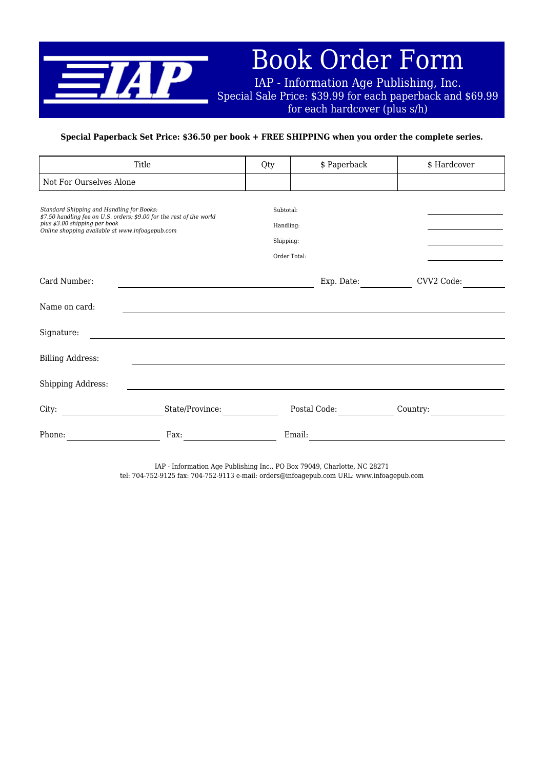# Book Order Form

IAP - Information Age Publishing, Inc.
Special Sale Price: $39.99 for each paperback and $69.99 for each hardcover (plus s/h)

**Special Paperback Set Price: $36.50 per book + FREE SHIPPING when you order the complete series.**

| Title | Qty | $ Paperback | $ Hardcover |
|---|---|---|---|
| Not For Ourselves Alone | | | |

*Standard Shipping and Handling for Books:*
*$7.50 handling fee on U.S. orders; $9.00 for the rest of the world plus $3.00 shipping per book*
*Online shopping available at www.infoagepub.com*

Subtotal: \_\_\_\_\_\_\_\_\_\_

Handling: \_\_\_\_\_\_\_\_\_\_

Shipping: \_\_\_\_\_\_\_\_\_\_

Order Total: \_\_\_\_\_\_\_\_\_\_

Card Number: \_\_\_\_\_\_\_\_\_\_ Exp. Date: \_\_\_\_\_\_\_\_\_\_ CVV2 Code: \_\_\_\_\_\_\_\_\_\_

Name on card: \_\_\_\_\_\_\_\_\_\_

Signature: \_\_\_\_\_\_\_\_\_\_

Billing Address: \_\_\_\_\_\_\_\_\_\_

Shipping Address: \_\_\_\_\_\_\_\_\_\_

City: \_\_\_\_\_\_\_\_\_\_ State/Province: \_\_\_\_\_\_\_\_\_\_ Postal Code: \_\_\_\_\_\_\_\_\_\_ Country: \_\_\_\_\_\_\_\_\_\_

Phone: \_\_\_\_\_\_\_\_\_\_ Fax: \_\_\_\_\_\_\_\_\_\_ Email: \_\_\_\_\_\_\_\_\_\_

IAP - Information Age Publishing Inc., PO Box 79049, Charlotte, NC 28271
tel: 704-752-9125 fax: 704-752-9113 e-mail: orders@infoagepub.com URL: www.infoagepub.com